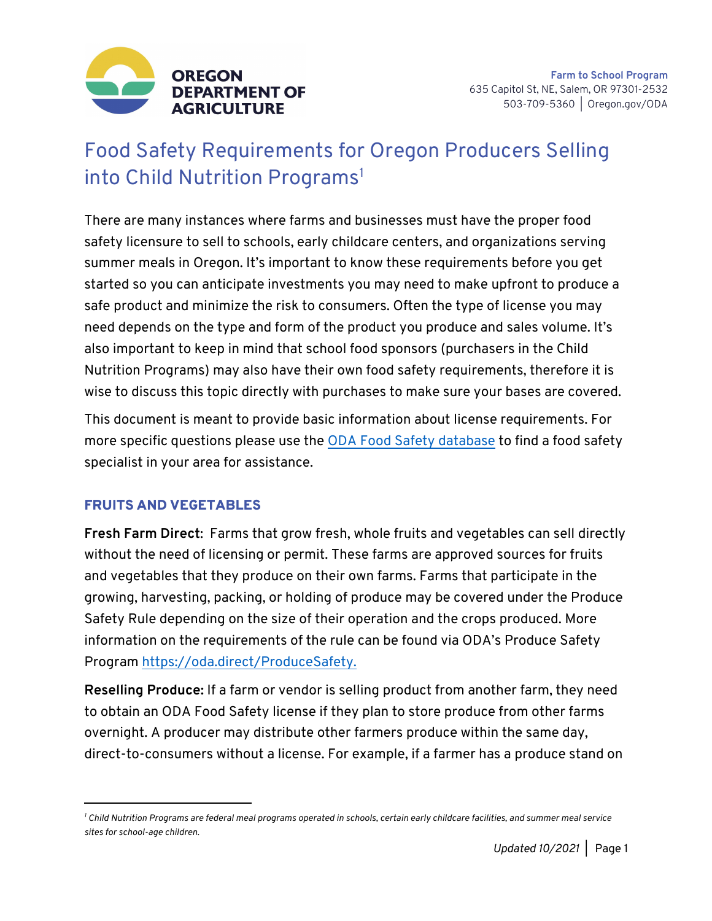OREGON DEPARTMENT OF AGRICULTURE

**Farm to School Program**
635 Capitol St, NE, Salem, OR 97301-2532
503-709-5360 | Oregon.gov/ODA

# Food Safety Requirements for Oregon Producers Selling into Child Nutrition Programs[1]

There are many instances where farms and businesses must have the proper food safety licensure to sell to schools, early childcare centers, and organizations serving summer meals in Oregon. It's important to know these requirements before you get started so you can anticipate investments you may need to make upfront to produce a safe product and minimize the risk to consumers. Often the type of license you may need depends on the type and form of the product you produce and sales volume. It's also important to keep in mind that school food sponsors (purchasers in the Child Nutrition Programs) may also have their own food safety requirements, therefore it is wise to discuss this topic directly with purchases to make sure your bases are covered.

This document is meant to provide basic information about license requirements. For more specific questions please use the ODA Food Safety database to find a food safety specialist in your area for assistance.

## FRUITS AND VEGETABLES

**Fresh Farm Direct**: Farms that grow fresh, whole fruits and vegetables can sell directly without the need of licensing or permit. These farms are approved sources for fruits and vegetables that they produce on their own farms. Farms that participate in the growing, harvesting, packing, or holding of produce may be covered under the Produce Safety Rule depending on the size of their operation and the crops produced. More information on the requirements of the rule can be found via ODA's Produce Safety Program https://oda.direct/ProduceSafety.

**Reselling Produce:** If a farm or vendor is selling product from another farm, they need to obtain an ODA Food Safety license if they plan to store produce from other farms overnight. A producer may distribute other farmers produce within the same day, direct-to-consumers without a license. For example, if a farmer has a produce stand on

---

[1] *Child Nutrition Programs are federal meal programs operated in schools, certain early childcare facilities, and summer meal service sites for school-age children.*

*Updated 10/2021*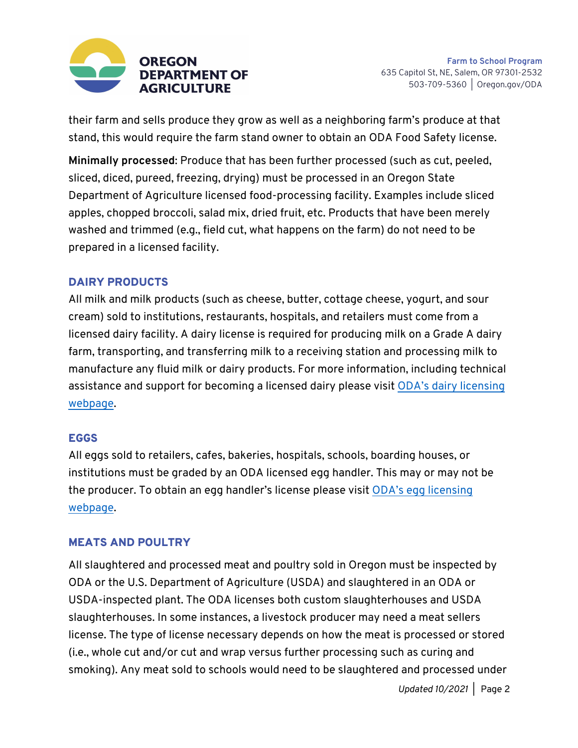their farm and sells produce they grow as well as a neighboring farm's produce at that stand, this would require the farm stand owner to obtain an ODA Food Safety license.

**Minimally processed**: Produce that has been further processed (such as cut, peeled, sliced, diced, pureed, freezing, drying) must be processed in an Oregon State Department of Agriculture licensed food-processing facility. Examples include sliced apples, chopped broccoli, salad mix, dried fruit, etc. Products that have been merely washed and trimmed (e.g., field cut, what happens on the farm) do not need to be prepared in a licensed facility.

## DAIRY PRODUCTS

All milk and milk products (such as cheese, butter, cottage cheese, yogurt, and sour cream) sold to institutions, restaurants, hospitals, and retailers must come from a licensed dairy facility. A dairy license is required for producing milk on a Grade A dairy farm, transporting, and transferring milk to a receiving station and processing milk to manufacture any fluid milk or dairy products. For more information, including technical assistance and support for becoming a licensed dairy please visit ODA's dairy licensing webpage.

## EGGS

All eggs sold to retailers, cafes, bakeries, hospitals, schools, boarding houses, or institutions must be graded by an ODA licensed egg handler. This may or may not be the producer. To obtain an egg handler's license please visit ODA's egg licensing webpage.

## MEATS AND POULTRY

All slaughtered and processed meat and poultry sold in Oregon must be inspected by ODA or the U.S. Department of Agriculture (USDA) and slaughtered in an ODA or USDA-inspected plant. The ODA licenses both custom slaughterhouses and USDA slaughterhouses. In some instances, a livestock producer may need a meat sellers license. The type of license necessary depends on how the meat is processed or stored (i.e., whole cut and/or cut and wrap versus further processing such as curing and smoking). Any meat sold to schools would need to be slaughtered and processed under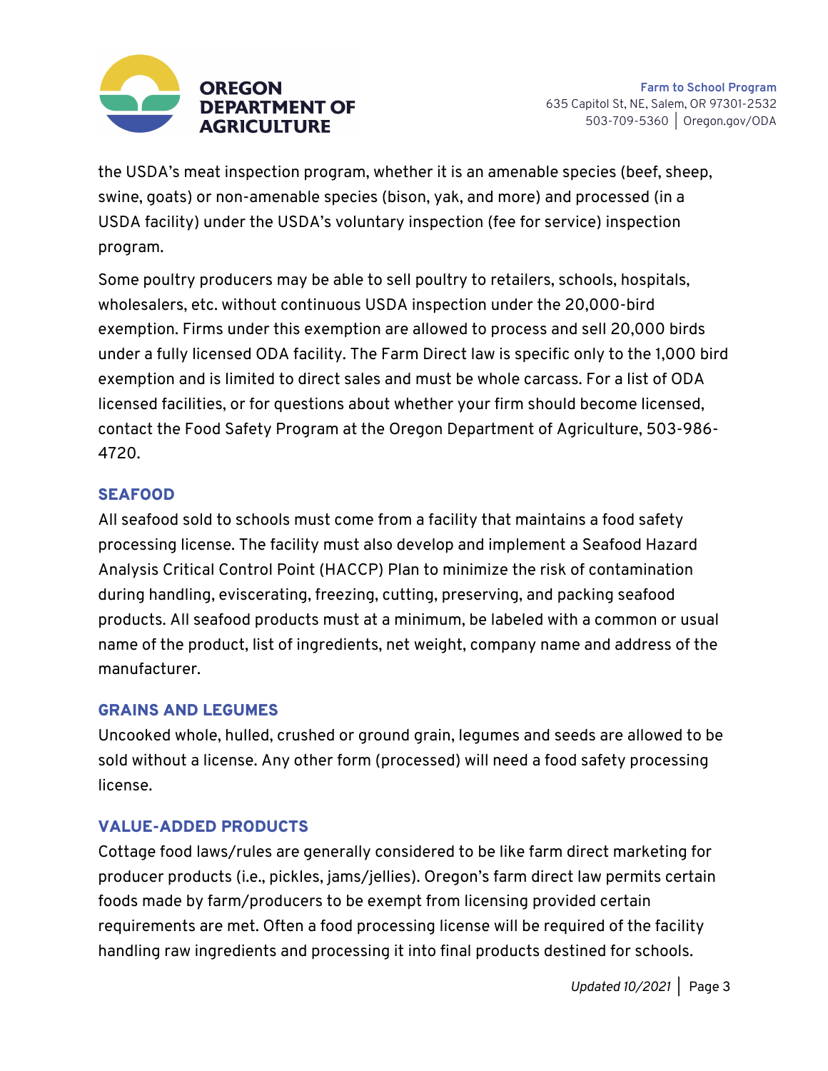the USDA's meat inspection program, whether it is an amenable species (beef, sheep, swine, goats) or non-amenable species (bison, yak, and more) and processed (in a USDA facility) under the USDA's voluntary inspection (fee for service) inspection program.

Some poultry producers may be able to sell poultry to retailers, schools, hospitals, wholesalers, etc. without continuous USDA inspection under the 20,000-bird exemption. Firms under this exemption are allowed to process and sell 20,000 birds under a fully licensed ODA facility. The Farm Direct law is specific only to the 1,000 bird exemption and is limited to direct sales and must be whole carcass. For a list of ODA licensed facilities, or for questions about whether your firm should become licensed, contact the Food Safety Program at the Oregon Department of Agriculture, 503-986-4720.

## SEAFOOD

All seafood sold to schools must come from a facility that maintains a food safety processing license. The facility must also develop and implement a Seafood Hazard Analysis Critical Control Point (HACCP) Plan to minimize the risk of contamination during handling, eviscerating, freezing, cutting, preserving, and packing seafood products. All seafood products must at a minimum, be labeled with a common or usual name of the product, list of ingredients, net weight, company name and address of the manufacturer.

## GRAINS AND LEGUMES

Uncooked whole, hulled, crushed or ground grain, legumes and seeds are allowed to be sold without a license. Any other form (processed) will need a food safety processing license.

## VALUE-ADDED PRODUCTS

Cottage food laws/rules are generally considered to be like farm direct marketing for producer products (i.e., pickles, jams/jellies). Oregon's farm direct law permits certain foods made by farm/producers to be exempt from licensing provided certain requirements are met. Often a food processing license will be required of the facility handling raw ingredients and processing it into final products destined for schools.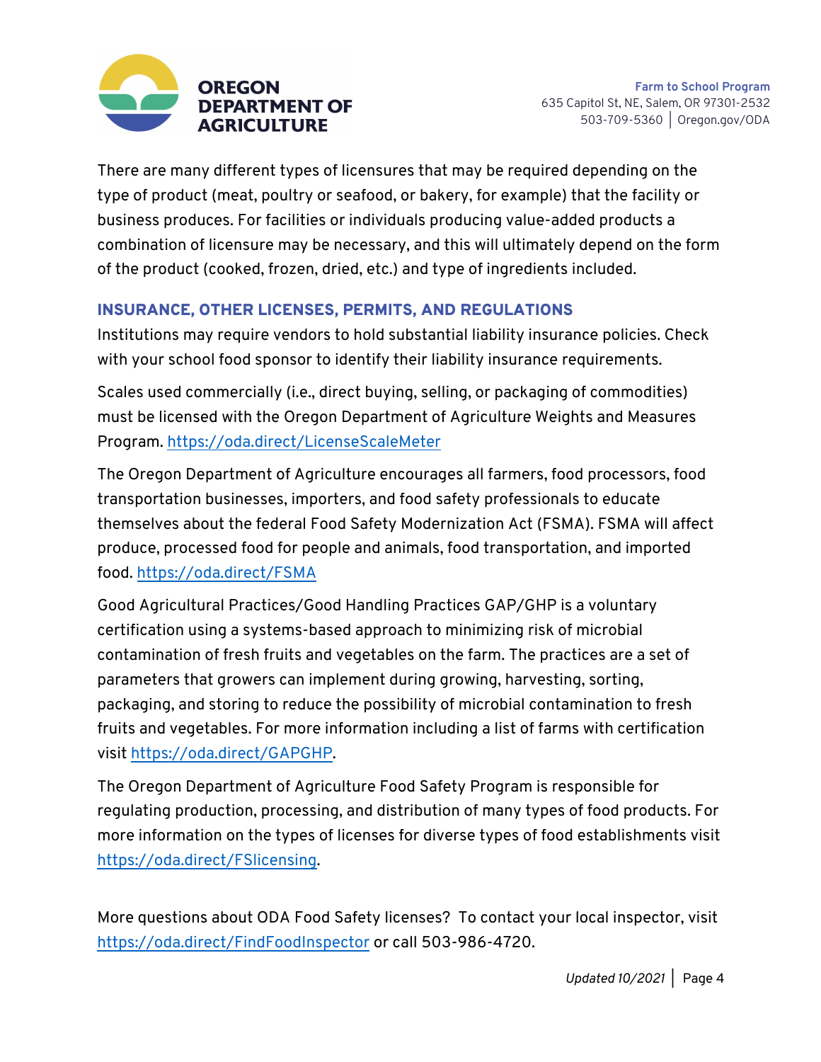There are many different types of licensures that may be required depending on the type of product (meat, poultry or seafood, or bakery, for example) that the facility or business produces. For facilities or individuals producing value-added products a combination of licensure may be necessary, and this will ultimately depend on the form of the product (cooked, frozen, dried, etc.) and type of ingredients included.

## INSURANCE, OTHER LICENSES, PERMITS, AND REGULATIONS

Institutions may require vendors to hold substantial liability insurance policies. Check with your school food sponsor to identify their liability insurance requirements.

Scales used commercially (i.e., direct buying, selling, or packaging of commodities) must be licensed with the Oregon Department of Agriculture Weights and Measures Program. https://oda.direct/LicenseScaleMeter

The Oregon Department of Agriculture encourages all farmers, food processors, food transportation businesses, importers, and food safety professionals to educate themselves about the federal Food Safety Modernization Act (FSMA). FSMA will affect produce, processed food for people and animals, food transportation, and imported food. https://oda.direct/FSMA

Good Agricultural Practices/Good Handling Practices GAP/GHP is a voluntary certification using a systems-based approach to minimizing risk of microbial contamination of fresh fruits and vegetables on the farm. The practices are a set of parameters that growers can implement during growing, harvesting, sorting, packaging, and storing to reduce the possibility of microbial contamination to fresh fruits and vegetables. For more information including a list of farms with certification visit https://oda.direct/GAPGHP.

The Oregon Department of Agriculture Food Safety Program is responsible for regulating production, processing, and distribution of many types of food products. For more information on the types of licenses for diverse types of food establishments visit https://oda.direct/FSlicensing.

More questions about ODA Food Safety licenses? To contact your local inspector, visit https://oda.direct/FindFoodInspector or call 503-986-4720.